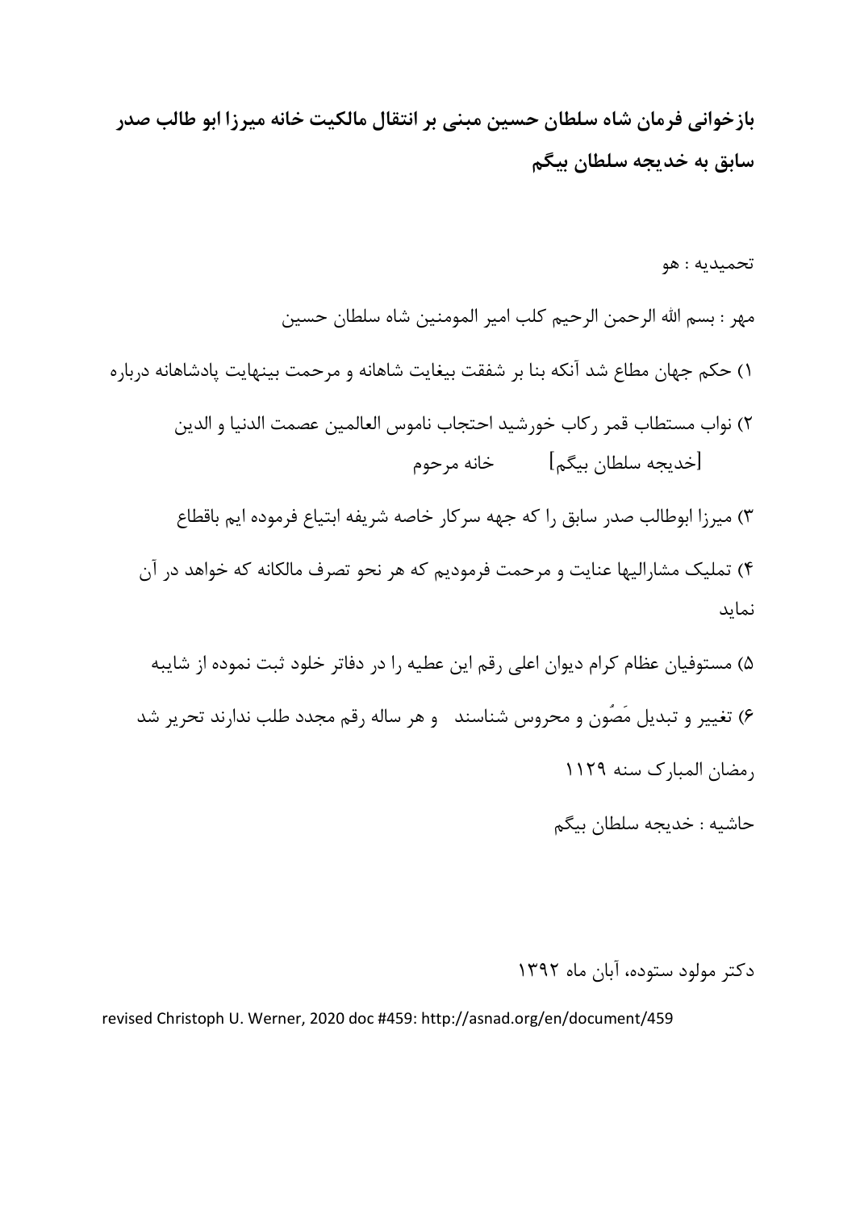**بازخوانی فرمان شاه سلطان حسین مبنی بر انتقال مالکیت خانه میرزا ابو طالب صدر سابق به خدیجه سلطان بیگم**

تحمیدیه : هو

مهر : بسم الله الرحمن الرحیم کلب امیر المومنین شاه سلطان حسین

۱) حکم جهان مطاع شد آنکه بنا بر شفقت بیغایت شاهانه و مرحمت بینهایت پادشاهانه درباره

۲) نواب مستطاب قمر رکاب خورشید احتجاب ناموس العالمین عصمت الدنیا و الدین [خدیجه سلطان بیگم] خانه مرحوم

۳) میرزا ابوطالب صدر سابق را که جهه سرکار خاصه شریفه ابتیاع فرموده ایم باقطاع

۴) تملیک مشارالیها عنایت و مرحمت فرمودیم که هر نحو تصرف مالکانه که خواهد در آن نماید

۵) مستوفیان عظام کرام دیوان اعلی رقم این عطیه را در دفاتر خلود ثبت نموده از شایبه

۶) تغییر و تبدیل مَصُون و محروس شناسند و هر ساله رقم مجدد طلب ندارند تحریر شد

رمضان المبارک سنه ۱۱۲۹

حاشیه : خدیجه سلطان بیگم

دکتر مولود ستوده، آبان ماه ۱۳۹۲

revised Christoph U. Werner, 2020 doc #459: http://asnad.org/en/document/459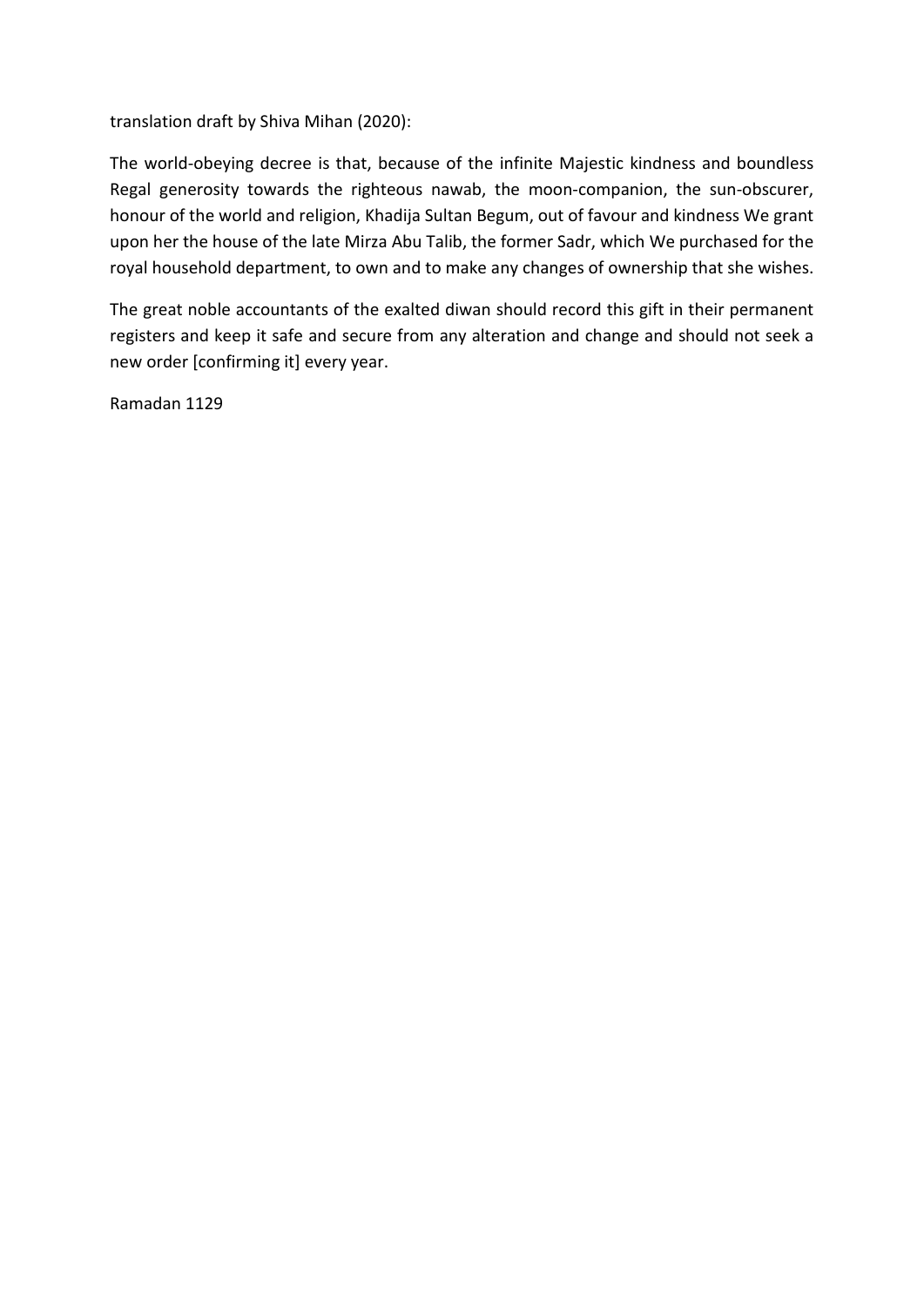translation draft by Shiva Mihan (2020):

The world-obeying decree is that, because of the infinite Majestic kindness and boundless Regal generosity towards the righteous nawab, the moon-companion, the sun-obscurer, honour of the world and religion, Khadija Sultan Begum, out of favour and kindness We grant upon her the house of the late Mirza Abu Talib, the former Sadr, which We purchased for the royal household department, to own and to make any changes of ownership that she wishes.

The great noble accountants of the exalted diwan should record this gift in their permanent registers and keep it safe and secure from any alteration and change and should not seek a new order [confirming it] every year.

Ramadan 1129